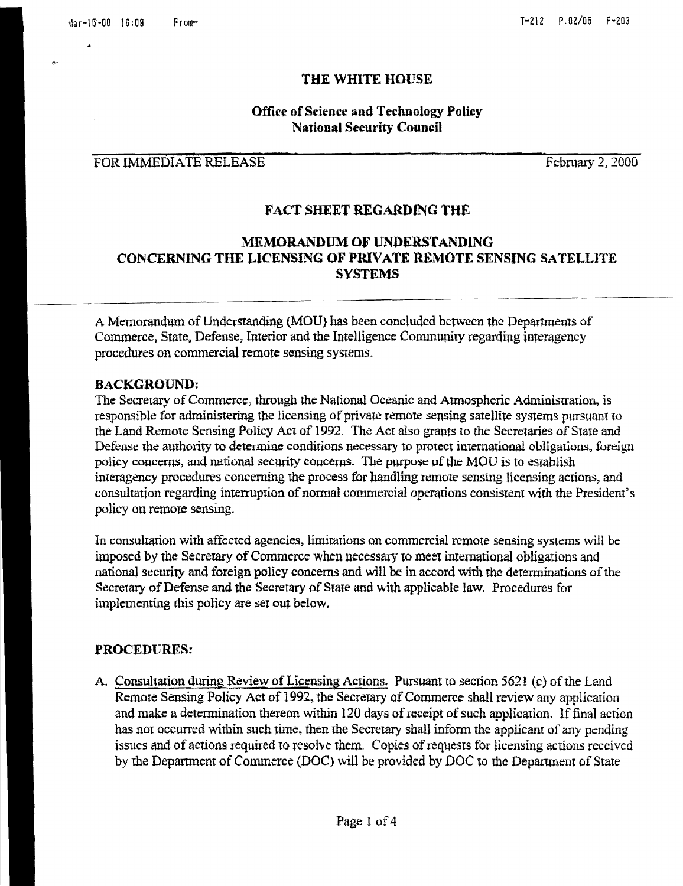# THE WHITE HOUSE

## Office of Science and Technology Policy
## National Security Council

FOR IMMEDIATE RELEASE February 2, 2000

## FACT SHEET REGARDING THE

## MEMORANDUM OF UNDERSTANDING CONCERNING THE LICENSING OF PRIVATE REMOTE SENSING SATELLITE SYSTEMS

A Memorandum of Understanding (MOU) has been concluded between the Departments of Commerce, State, Defense, Interior and the Intelligence Community regarding interagency procedures on commercial remote sensing systems.

### BACKGROUND:

The Secretary of Commerce, through the National Oceanic and Atmospheric Administration, is responsible for administering the licensing of private remote sensing satellite systems pursuant to the Land Remote Sensing Policy Act of 1992. The Act also grants to the Secretaries of State and Defense the authority to determine conditions necessary to protect international obligations, foreign policy concerns, and national security concerns. The purpose of the MOU is to establish interagency procedures concerning the process for handling remote sensing licensing actions, and consultation regarding interruption of normal commercial operations consistent with the President's policy on remote sensing.

In consultation with affected agencies, limitations on commercial remote sensing systems will be imposed by the Secretary of Commerce when necessary to meet international obligations and national security and foreign policy concerns and will be in accord with the determinations of the Secretary of Defense and the Secretary of State and with applicable law. Procedures for implementing this policy are set out below.

### PROCEDURES:

A. Consultation during Review of Licensing Actions. Pursuant to section 5621 (c) of the Land Remote Sensing Policy Act of 1992, the Secretary of Commerce shall review any application and make a determination thereon within 120 days of receipt of such application. If final action has not occurred within such time, then the Secretary shall inform the applicant of any pending issues and of actions required to resolve them. Copies of requests for licensing actions received by the Department of Commerce (DOC) will be provided by DOC to the Department of State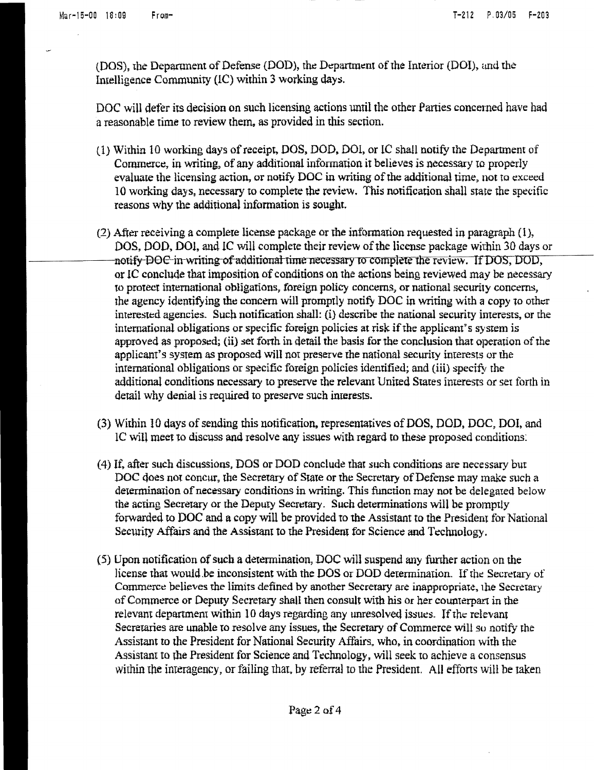(DOS), the Department of Defense (DOD), the Department of the Interior (DOI), and the Intelligence Community (IC) within 3 working days.

DOC will defer its decision on such licensing actions until the other Parties concerned have had a reasonable time to review them, as provided in this section.

(1) Within 10 working days of receipt, DOS, DOD, DOI, or IC shall notify the Department of Commerce, in writing, of any additional information it believes is necessary to properly evaluate the licensing action, or notify DOC in writing of the additional time, not to exceed 10 working days, necessary to complete the review. This notification shall state the specific reasons why the additional information is sought.

(2) After receiving a complete license package or the information requested in paragraph (1), DOS, DOD, DOI, and IC will complete their review of the license package within 30 days or notify DOC in writing of additional time necessary to complete the review. If DOS, DOD, or IC conclude that imposition of conditions on the actions being reviewed may be necessary to protect international obligations, foreign policy concerns, or national security concerns, the agency identifying the concern will promptly notify DOC in writing with a copy to other interested agencies. Such notification shall: (i) describe the national security interests, or the international obligations or specific foreign policies at risk if the applicant's system is approved as proposed; (ii) set forth in detail the basis for the conclusion that operation of the applicant's system as proposed will not preserve the national security interests or the international obligations or specific foreign policies identified; and (iii) specify the additional conditions necessary to preserve the relevant United States interests or set forth in detail why denial is required to preserve such interests.

(3) Within 10 days of sending this notification, representatives of DOS, DOD, DOC, DOI, and IC will meet to discuss and resolve any issues with regard to these proposed conditions.

(4) If, after such discussions, DOS or DOD conclude that such conditions are necessary but DOC does not concur, the Secretary of State or the Secretary of Defense may make such a determination of necessary conditions in writing. This function may not be delegated below the acting Secretary or the Deputy Secretary. Such determinations will be promptly forwarded to DOC and a copy will be provided to the Assistant to the President for National Security Affairs and the Assistant to the President for Science and Technology.

(5) Upon notification of such a determination, DOC will suspend any further action on the license that would be inconsistent with the DOS or DOD determination. If the Secretary of Commerce believes the limits defined by another Secretary are inappropriate, the Secretary of Commerce or Deputy Secretary shall then consult with his or her counterpart in the relevant department within 10 days regarding any unresolved issues. If the relevant Secretaries are unable to resolve any issues, the Secretary of Commerce will so notify the Assistant to the President for National Security Affairs, who, in coordination with the Assistant to the President for Science and Technology, will seek to achieve a consensus within the interagency, or failing that, by referral to the President. All efforts will be taken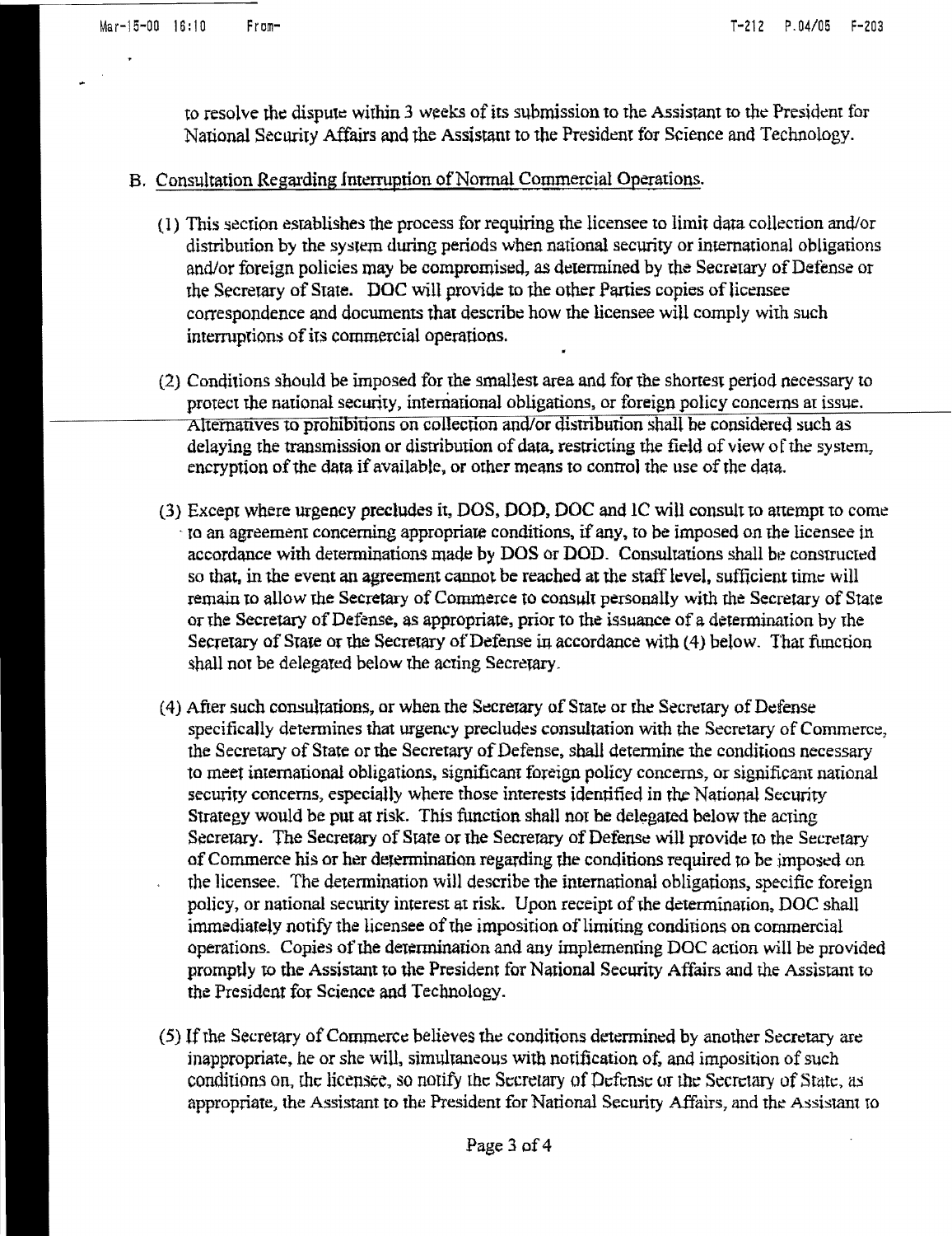to resolve the dispute within 3 weeks of its submission to the Assistant to the President for National Security Affairs and the Assistant to the President for Science and Technology.

B. Consultation Regarding Interruption of Normal Commercial Operations.

(1) This section establishes the process for requiring the licensee to limit data collection and/or distribution by the system during periods when national security or international obligations and/or foreign policies may be compromised, as determined by the Secretary of Defense or the Secretary of State. DOC will provide to the other Parties copies of licensee correspondence and documents that describe how the licensee will comply with such interruptions of its commercial operations.

(2) Conditions should be imposed for the smallest area and for the shortest period necessary to protect the national security, international obligations, or foreign policy concerns at issue. Alternatives to prohibitions on collection and/or distribution shall be considered such as delaying the transmission or distribution of data, restricting the field of view of the system, encryption of the data if available, or other means to control the use of the data.

(3) Except where urgency precludes it, DOS, DOD, DOC and IC will consult to attempt to come to an agreement concerning appropriate conditions, if any, to be imposed on the licensee in accordance with determinations made by DOS or DOD. Consultations shall be constructed so that, in the event an agreement cannot be reached at the staff level, sufficient time will remain to allow the Secretary of Commerce to consult personally with the Secretary of State or the Secretary of Defense, as appropriate, prior to the issuance of a determination by the Secretary of State or the Secretary of Defense in accordance with (4) below. That function shall not be delegated below the acting Secretary.

(4) After such consultations, or when the Secretary of State or the Secretary of Defense specifically determines that urgency precludes consultation with the Secretary of Commerce, the Secretary of State or the Secretary of Defense, shall determine the conditions necessary to meet international obligations, significant foreign policy concerns, or significant national security concerns, especially where those interests identified in the National Security Strategy would be put at risk. This function shall not be delegated below the acting Secretary. The Secretary of State or the Secretary of Defense will provide to the Secretary of Commerce his or her determination regarding the conditions required to be imposed on the licensee. The determination will describe the international obligations, specific foreign policy, or national security interest at risk. Upon receipt of the determination, DOC shall immediately notify the licensee of the imposition of limiting conditions on commercial operations. Copies of the determination and any implementing DOC action will be provided promptly to the Assistant to the President for National Security Affairs and the Assistant to the President for Science and Technology.

(5) If the Secretary of Commerce believes the conditions determined by another Secretary are inappropriate, he or she will, simultaneous with notification of, and imposition of such conditions on, the licensee, so notify the Secretary of Defense or the Secretary of State, as appropriate, the Assistant to the President for National Security Affairs, and the Assistant to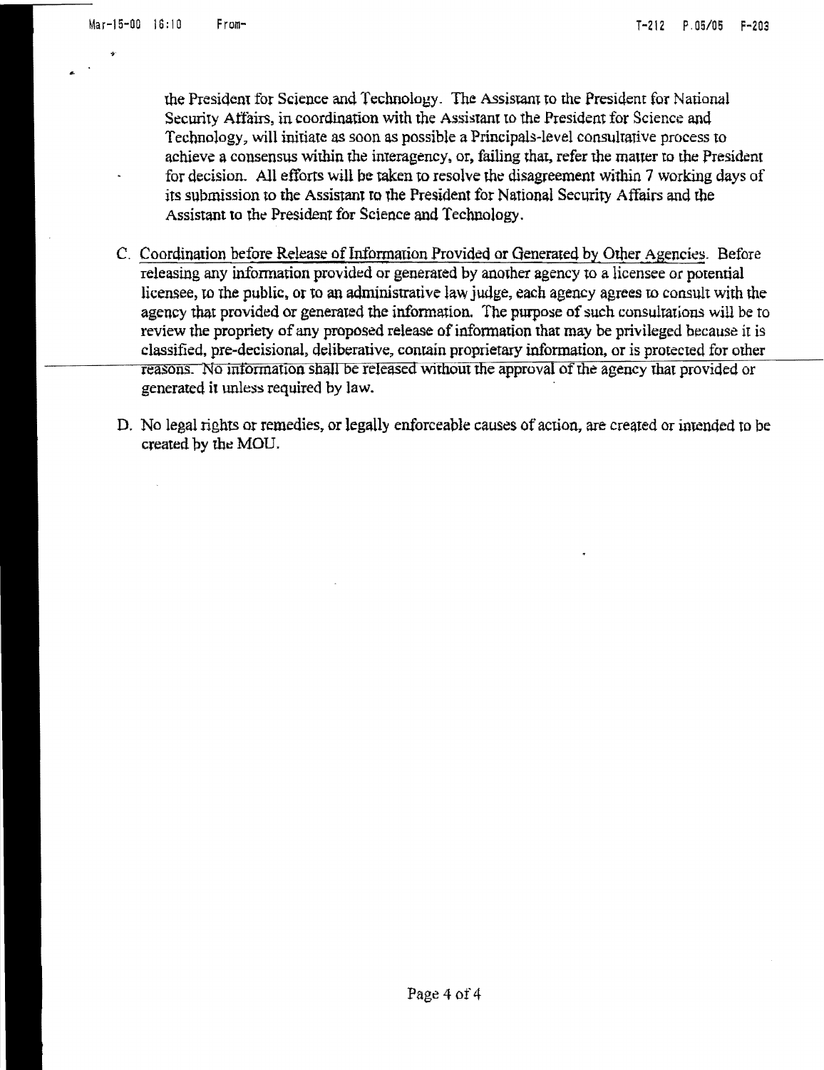the President for Science and Technology. The Assistant to the President for National Security Affairs, in coordination with the Assistant to the President for Science and Technology, will initiate as soon as possible a Principals-level consultative process to achieve a consensus within the interagency, or, failing that, refer the matter to the President for decision. All efforts will be taken to resolve the disagreement within 7 working days of its submission to the Assistant to the President for National Security Affairs and the Assistant to the President for Science and Technology.

C. Coordination before Release of Information Provided or Generated by Other Agencies. Before releasing any information provided or generated by another agency to a licensee or potential licensee, to the public, or to an administrative law judge, each agency agrees to consult with the agency that provided or generated the information. The purpose of such consultations will be to review the propriety of any proposed release of information that may be privileged because it is classified, pre-decisional, deliberative, contain proprietary information, or is protected for other reasons. No information shall be released without the approval of the agency that provided or generated it unless required by law.

D. No legal rights or remedies, or legally enforceable causes of action, are created or intended to be created by the MOU.